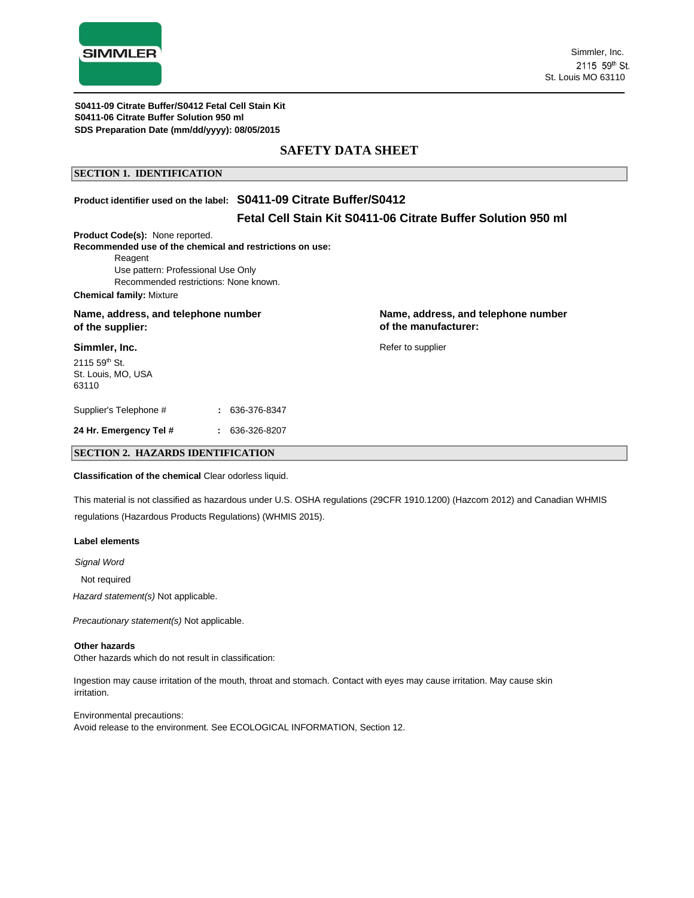Simmler, Inc.
2115 59th St.
St. Louis MO 63110

**S0411-09 Citrate Buffer/S0412 Fetal Cell Stain Kit**
**S0411-06 Citrate Buffer Solution 950 ml**
**SDS Preparation Date (mm/dd/yyyy): 08/05/2015**

# SAFETY DATA SHEET

## SECTION 1. IDENTIFICATION

**Product identifier used on the label:** **S0411-09 Citrate Buffer/S0412 Fetal Cell Stain Kit S0411-06 Citrate Buffer Solution 950 ml**

**Product Code(s):** None reported.

**Recommended use of the chemical and restrictions on use:**

Reagent
Use pattern: Professional Use Only
Recommended restrictions: None known.

**Chemical family:** Mixture

**Name, address, and telephone number of the supplier:**

**Simmler, Inc.**
2115 59th St.
St. Louis, MO, USA
63110

**Name, address, and telephone number of the manufacturer:**

Refer to supplier

Supplier's Telephone # : 636-376-8347

**24 Hr. Emergency Tel #** : 636-326-8207

## SECTION 2. HAZARDS IDENTIFICATION

**Classification of the chemical** Clear odorless liquid.

This material is not classified as hazardous under U.S. OSHA regulations (29CFR 1910.1200) (Hazcom 2012) and Canadian WHMIS regulations (Hazardous Products Regulations) (WHMIS 2015).

**Label elements**

*Signal Word*

Not required

*Hazard statement(s)* Not applicable.

*Precautionary statement(s)* Not applicable.

**Other hazards**

Other hazards which do not result in classification:

Ingestion may cause irritation of the mouth, throat and stomach. Contact with eyes may cause irritation. May cause skin irritation.

Environmental precautions:
Avoid release to the environment. See ECOLOGICAL INFORMATION, Section 12.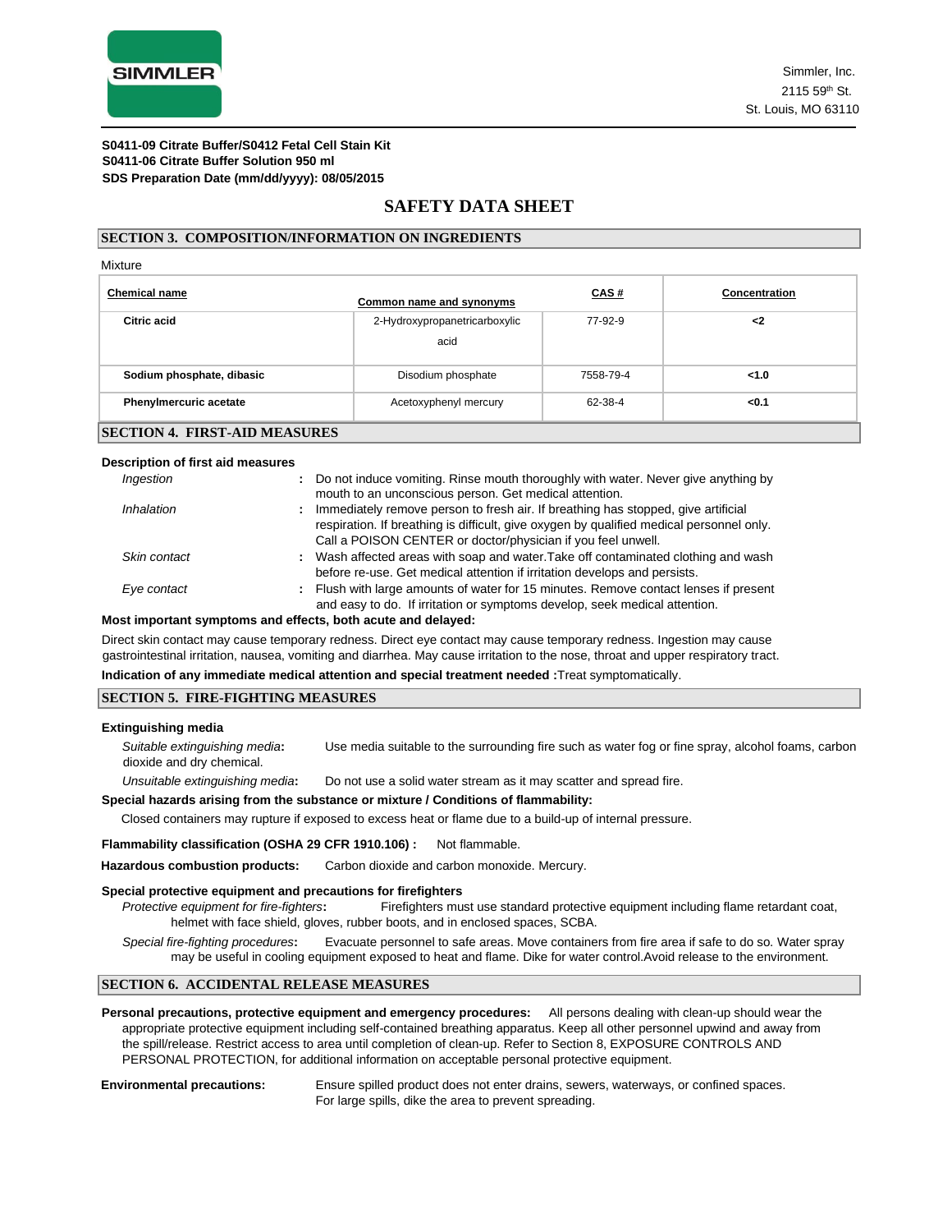**S0411-09 Citrate Buffer/S0412 Fetal Cell Stain Kit**
**S0411-06 Citrate Buffer Solution 950 ml**
**SDS Preparation Date (mm/dd/yyyy): 08/05/2015**

# SAFETY DATA SHEET

## SECTION 3. COMPOSITION/INFORMATION ON INGREDIENTS

Mixture

| Chemical name | Common name and synonyms | CAS # | Concentration |
|---|---|---|---|
| **Citric acid** | 2-Hydroxypropanetricarboxylic acid | 77-92-9 | **<2** |
| **Sodium phosphate, dibasic** | Disodium phosphate | 7558-79-4 | **<1.0** |
| **Phenylmercuric acetate** | Acetoxyphenyl mercury | 62-38-4 | **<0.1** |

## SECTION 4. FIRST-AID MEASURES

**Description of first aid measures**

*Ingestion* : Do not induce vomiting. Rinse mouth thoroughly with water. Never give anything by mouth to an unconscious person. Get medical attention.

*Inhalation* : Immediately remove person to fresh air. If breathing has stopped, give artificial respiration. If breathing is difficult, give oxygen by qualified medical personnel only. Call a POISON CENTER or doctor/physician if you feel unwell.

*Skin contact* : Wash affected areas with soap and water.Take off contaminated clothing and wash before re-use. Get medical attention if irritation develops and persists.

*Eye contact* : Flush with large amounts of water for 15 minutes. Remove contact lenses if present and easy to do. If irritation or symptoms develop, seek medical attention.

**Most important symptoms and effects, both acute and delayed:**

Direct skin contact may cause temporary redness. Direct eye contact may cause temporary redness. Ingestion may cause gastrointestinal irritation, nausea, vomiting and diarrhea. May cause irritation to the nose, throat and upper respiratory tract.

**Indication of any immediate medical attention and special treatment needed :**Treat symptomatically.

## SECTION 5. FIRE-FIGHTING MEASURES

**Extinguishing media**

*Suitable extinguishing media***:** Use media suitable to the surrounding fire such as water fog or fine spray, alcohol foams, carbon dioxide and dry chemical.

*Unsuitable extinguishing media***:** Do not use a solid water stream as it may scatter and spread fire.

**Special hazards arising from the substance or mixture / Conditions of flammability:**

Closed containers may rupture if exposed to excess heat or flame due to a build-up of internal pressure.

**Flammability classification (OSHA 29 CFR 1910.106) :** Not flammable.

**Hazardous combustion products:** Carbon dioxide and carbon monoxide. Mercury.

**Special protective equipment and precautions for firefighters**

*Protective equipment for fire-fighters***:** Firefighters must use standard protective equipment including flame retardant coat, helmet with face shield, gloves, rubber boots, and in enclosed spaces, SCBA.

*Special fire-fighting procedures***:** Evacuate personnel to safe areas. Move containers from fire area if safe to do so. Water spray may be useful in cooling equipment exposed to heat and flame. Dike for water control.Avoid release to the environment.

## SECTION 6. ACCIDENTAL RELEASE MEASURES

**Personal precautions, protective equipment and emergency procedures:** All persons dealing with clean-up should wear the appropriate protective equipment including self-contained breathing apparatus. Keep all other personnel upwind and away from the spill/release. Restrict access to area until completion of clean-up. Refer to Section 8, EXPOSURE CONTROLS AND PERSONAL PROTECTION, for additional information on acceptable personal protective equipment.

**Environmental precautions:** Ensure spilled product does not enter drains, sewers, waterways, or confined spaces. For large spills, dike the area to prevent spreading.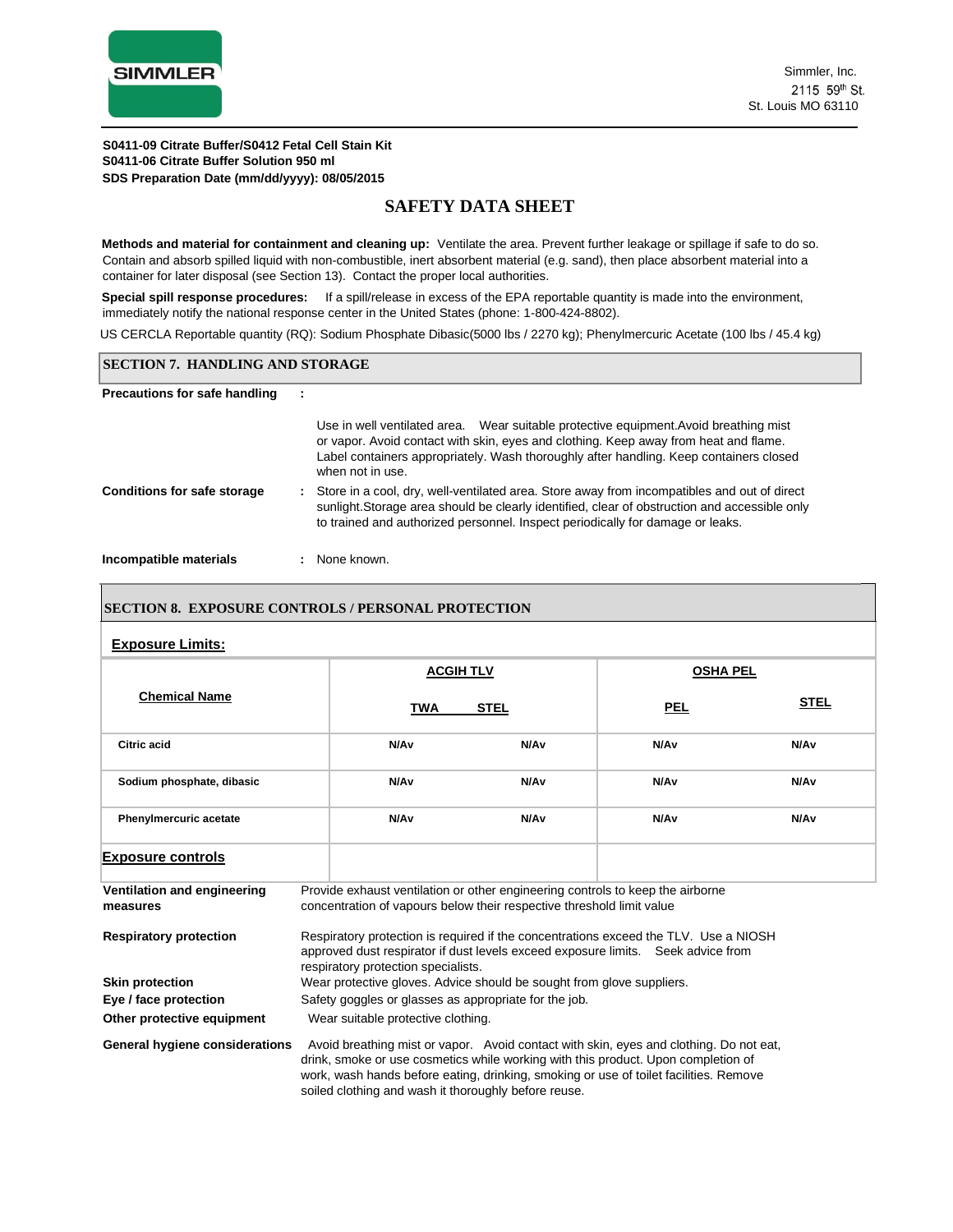**S0411-09 Citrate Buffer/S0412 Fetal Cell Stain Kit**
**S0411-06 Citrate Buffer Solution 950 ml**
**SDS Preparation Date (mm/dd/yyyy): 08/05/2015**

# SAFETY DATA SHEET

**Methods and material for containment and cleaning up:** Ventilate the area. Prevent further leakage or spillage if safe to do so. Contain and absorb spilled liquid with non-combustible, inert absorbent material (e.g. sand), then place absorbent material into a container for later disposal (see Section 13). Contact the proper local authorities.

**Special spill response procedures:** If a spill/release in excess of the EPA reportable quantity is made into the environment, immediately notify the national response center in the United States (phone: 1-800-424-8802).

US CERCLA Reportable quantity (RQ): Sodium Phosphate Dibasic(5000 lbs / 2270 kg); Phenylmercuric Acetate (100 lbs / 45.4 kg)

## SECTION 7. HANDLING AND STORAGE

**Precautions for safe handling** :

Use in well ventilated area. Wear suitable protective equipment.Avoid breathing mist or vapor. Avoid contact with skin, eyes and clothing. Keep away from heat and flame. Label containers appropriately. Wash thoroughly after handling. Keep containers closed when not in use.

**Conditions for safe storage** : Store in a cool, dry, well-ventilated area. Store away from incompatibles and out of direct sunlight.Storage area should be clearly identified, clear of obstruction and accessible only to trained and authorized personnel. Inspect periodically for damage or leaks.

**Incompatible materials** : None known.

## SECTION 8. EXPOSURE CONTROLS / PERSONAL PROTECTION

**Exposure Limits:**

| Chemical Name | ACGIH TLV | | OSHA PEL | |
|---|---|---|---|---|
| | TWA | STEL | PEL | STEL |
| Citric acid | N/Av | N/Av | N/Av | N/Av |
| Sodium phosphate, dibasic | N/Av | N/Av | N/Av | N/Av |
| Phenylmercuric acetate | N/Av | N/Av | N/Av | N/Av |

**Exposure controls**

**Ventilation and engineering measures**: Provide exhaust ventilation or other engineering controls to keep the airborne concentration of vapours below their respective threshold limit value

**Respiratory protection**: Respiratory protection is required if the concentrations exceed the TLV. Use a NIOSH approved dust respirator if dust levels exceed exposure limits. Seek advice from respiratory protection specialists.

**Skin protection**: Wear protective gloves. Advice should be sought from glove suppliers.

**Eye / face protection**: Safety goggles or glasses as appropriate for the job.

**Other protective equipment**: Wear suitable protective clothing.

**General hygiene considerations**: Avoid breathing mist or vapor. Avoid contact with skin, eyes and clothing. Do not eat, drink, smoke or use cosmetics while working with this product. Upon completion of work, wash hands before eating, drinking, smoking or use of toilet facilities. Remove soiled clothing and wash it thoroughly before reuse.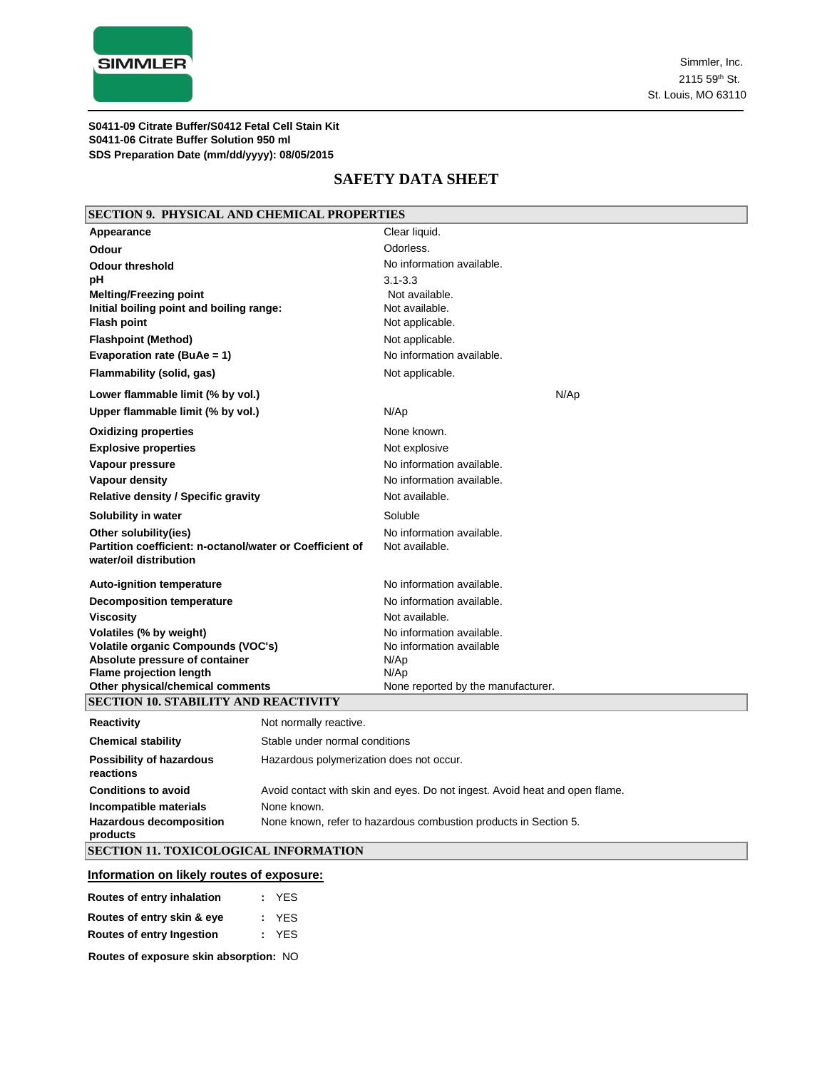**S0411-09 Citrate Buffer/S0412 Fetal Cell Stain Kit**
**S0411-06 Citrate Buffer Solution 950 ml**
**SDS Preparation Date (mm/dd/yyyy): 08/05/2015**

# SAFETY DATA SHEET

## SECTION 9. PHYSICAL AND CHEMICAL PROPERTIES

| | |
|---|---|
| **Appearance** | Clear liquid. |
| **Odour** | Odorless. |
| **Odour threshold** | No information available. |
| **pH** | 3.1-3.3 |
| **Melting/Freezing point** | Not available. |
| **Initial boiling point and boiling range:** | Not available. |
| **Flash point** | Not applicable. |
| **Flashpoint (Method)** | Not applicable. |
| **Evaporation rate (BuAe = 1)** | No information available. |
| **Flammability (solid, gas)** | Not applicable. |
| **Lower flammable limit (% by vol.)** | N/Ap |
| **Upper flammable limit (% by vol.)** | N/Ap |
| **Oxidizing properties** | None known. |
| **Explosive properties** | Not explosive |
| **Vapour pressure** | No information available. |
| **Vapour density** | No information available. |
| **Relative density / Specific gravity** | Not available. |
| **Solubility in water** | Soluble |
| **Other solubility(ies)** | No information available. |
| **Partition coefficient: n-octanol/water or Coefficient of water/oil distribution** | Not available. |
| **Auto-ignition temperature** | No information available. |
| **Decomposition temperature** | No information available. |
| **Viscosity** | Not available. |
| **Volatiles (% by weight)** | No information available. |
| **Volatile organic Compounds (VOC's)** | No information available |
| **Absolute pressure of container** | N/Ap |
| **Flame projection length** | N/Ap |
| **Other physical/chemical comments** | None reported by the manufacturer. |

## SECTION 10. STABILITY AND REACTIVITY

| | |
|---|---|
| **Reactivity** | Not normally reactive. |
| **Chemical stability** | Stable under normal conditions |
| **Possibility of hazardous reactions** | Hazardous polymerization does not occur. |
| **Conditions to avoid** | Avoid contact with skin and eyes. Do not ingest. Avoid heat and open flame. |
| **Incompatible materials** | None known. |
| **Hazardous decomposition products** | None known, refer to hazardous combustion products in Section 5. |

## SECTION 11. TOXICOLOGICAL INFORMATION

**Information on likely routes of exposure:**

**Routes of entry inhalation** : YES

**Routes of entry skin & eye** : YES

**Routes of entry Ingestion** : YES

**Routes of exposure skin absorption:** NO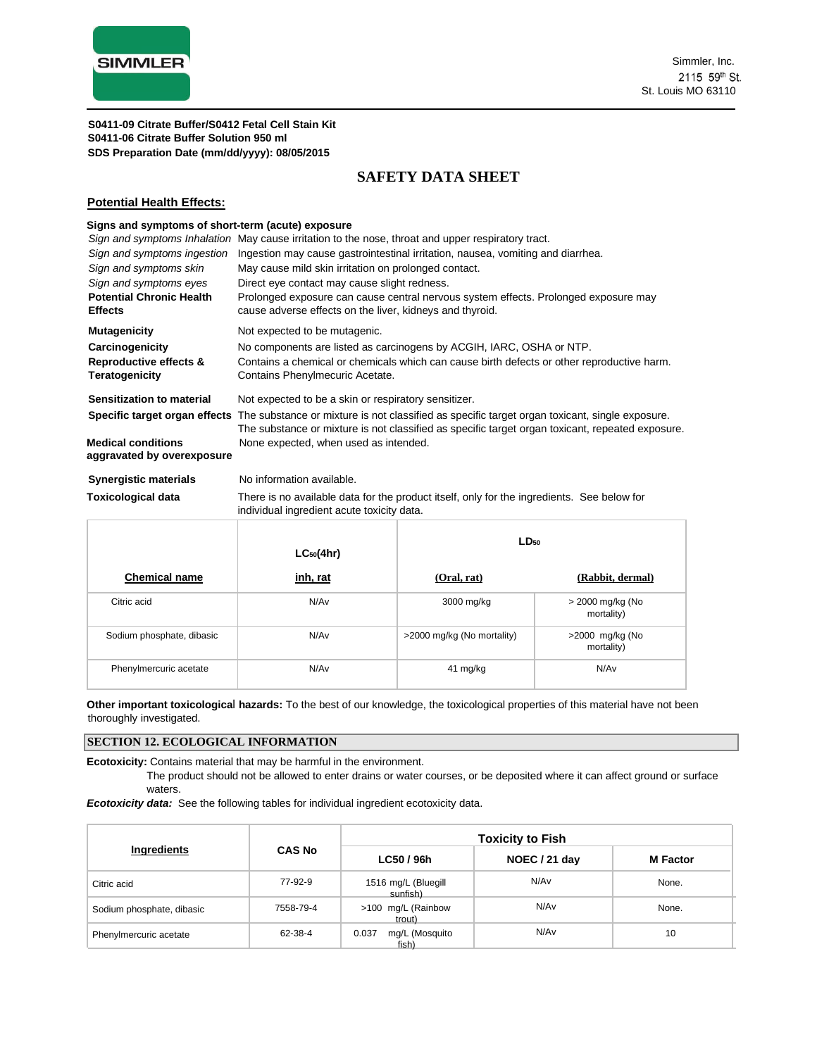**S0411-09 Citrate Buffer/S0412 Fetal Cell Stain Kit**
**S0411-06 Citrate Buffer Solution 950 ml**
**SDS Preparation Date (mm/dd/yyyy): 08/05/2015**

# SAFETY DATA SHEET

## Potential Health Effects:

**Signs and symptoms of short-term (acute) exposure**

| | |
|---|---|
| *Sign and symptoms Inhalation* | May cause irritation to the nose, throat and upper respiratory tract. |
| *Sign and symptoms ingestion* | Ingestion may cause gastrointestinal irritation, nausea, vomiting and diarrhea. |
| *Sign and symptoms skin* | May cause mild skin irritation on prolonged contact. |
| *Sign and symptoms eyes* | Direct eye contact may cause slight redness. |
| **Potential Chronic Health Effects** | Prolonged exposure can cause central nervous system effects. Prolonged exposure may cause adverse effects on the liver, kidneys and thyroid. |
| **Mutagenicity** | Not expected to be mutagenic. |
| **Carcinogenicity** | No components are listed as carcinogens by ACGIH, IARC, OSHA or NTP. |
| **Reproductive effects & Teratogenicity** | Contains a chemical or chemicals which can cause birth defects or other reproductive harm. Contains Phenylmecuric Acetate. |
| **Sensitization to material** | Not expected to be a skin or respiratory sensitizer. |
| **Specific target organ effects** | The substance or mixture is not classified as specific target organ toxicant, single exposure. The substance or mixture is not classified as specific target organ toxicant, repeated exposure. |
| **Medical conditions aggravated by overexposure** | None expected, when used as intended. |
| **Synergistic materials** | No information available. |
| **Toxicological data** | There is no available data for the product itself, only for the ingredients. See below for individual ingredient acute toxicity data. |

| Chemical name | $LC_{50}$(4hr) inh, rat | $LD_{50}$ (Oral, rat) | $LD_{50}$ (Rabbit, dermal) |
|---|---|---|---|
| Citric acid | N/Av | 3000 mg/kg | > 2000 mg/kg (No mortality) |
| Sodium phosphate, dibasic | N/Av | >2000 mg/kg (No mortality) | >2000 mg/kg (No mortality) |
| Phenylmercuric acetate | N/Av | 41 mg/kg | N/Av |

**Other important toxicological hazards:** To the best of our knowledge, the toxicological properties of this material have not been thoroughly investigated.

## SECTION 12. ECOLOGICAL INFORMATION

**Ecotoxicity:** Contains material that may be harmful in the environment.
The product should not be allowed to enter drains or water courses, or be deposited where it can affect ground or surface waters.

***Ecotoxicity data:*** See the following tables for individual ingredient ecotoxicity data.

| Ingredients | CAS No | Toxicity to Fish | | |
|---|---|---|---|---|
| | | LC50 / 96h | NOEC / 21 day | M Factor |
| Citric acid | 77-92-9 | 1516 mg/L (Bluegill sunfish) | N/Av | None. |
| Sodium phosphate, dibasic | 7558-79-4 | >100 mg/L (Rainbow trout) | N/Av | None. |
| Phenylmercuric acetate | 62-38-4 | 0.037 mg/L (Mosquito fish) | N/Av | 10 |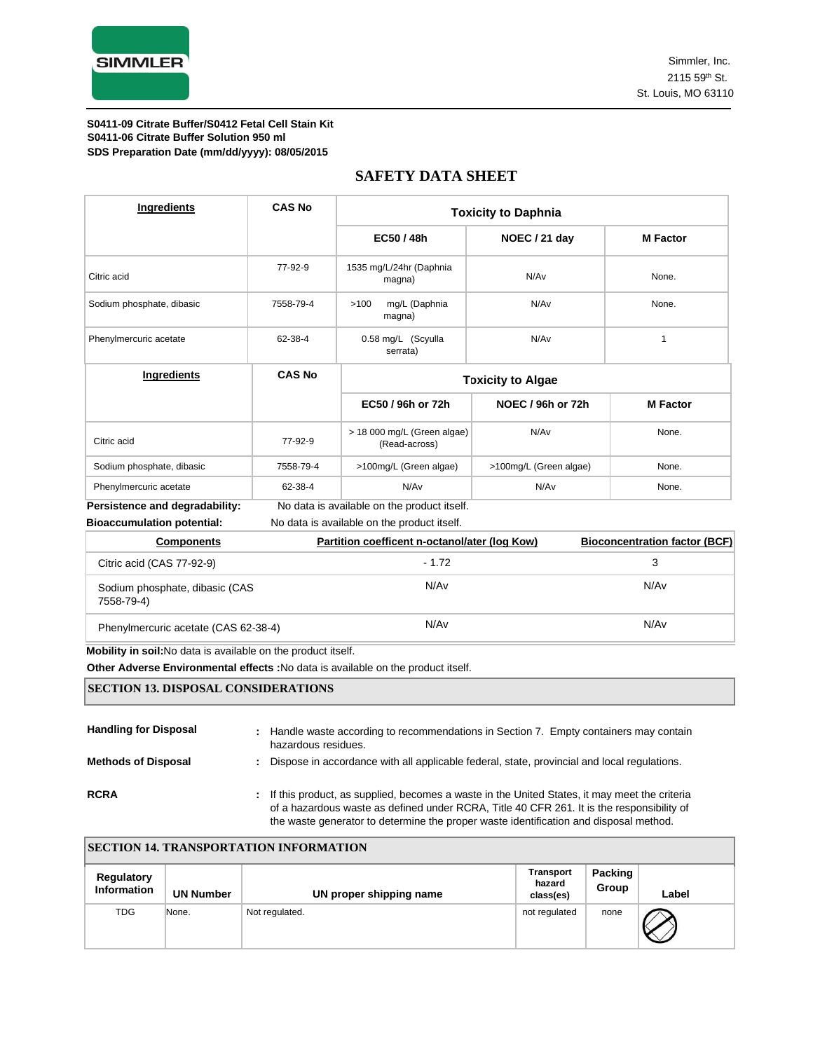**S0411-09 Citrate Buffer/S0412 Fetal Cell Stain Kit**
**S0411-06 Citrate Buffer Solution 950 ml**
**SDS Preparation Date (mm/dd/yyyy): 08/05/2015**

# SAFETY DATA SHEET

| Ingredients | CAS No | Toxicity to Daphnia | | |
|---|---|---|---|---|
| | | EC50 / 48h | NOEC / 21 day | M Factor |
| Citric acid | 77-92-9 | 1535 mg/L/24hr (Daphnia magna) | N/Av | None. |
| Sodium phosphate, dibasic | 7558-79-4 | >100 mg/L (Daphnia magna) | N/Av | None. |
| Phenylmercuric acetate | 62-38-4 | 0.58 mg/L (Scyulla serrata) | N/Av | 1 |

| Ingredients | CAS No | Toxicity to Algae | | |
|---|---|---|---|---|
| | | EC50 / 96h or 72h | NOEC / 96h or 72h | M Factor |
| Citric acid | 77-92-9 | > 18 000 mg/L (Green algae) (Read-across) | N/Av | None. |
| Sodium phosphate, dibasic | 7558-79-4 | >100mg/L (Green algae) | >100mg/L (Green algae) | None. |
| Phenylmercuric acetate | 62-38-4 | N/Av | N/Av | None. |

**Persistence and degradability:** No data is available on the product itself.

**Bioaccumulation potential:** No data is available on the product itself.

| Components | Partition coefficent n-octanol/ater (log Kow) | Bioconcentration factor (BCF) |
|---|---|---|
| Citric acid (CAS 77-92-9) | - 1.72 | 3 |
| Sodium phosphate, dibasic (CAS 7558-79-4) | N/Av | N/Av |
| Phenylmercuric acetate (CAS 62-38-4) | N/Av | N/Av |

**Mobility in soil:** No data is available on the product itself.

**Other Adverse Environmental effects :** No data is available on the product itself.

## SECTION 13. DISPOSAL CONSIDERATIONS

**Handling for Disposal** : Handle waste according to recommendations in Section 7. Empty containers may contain hazardous residues.

**Methods of Disposal** : Dispose in accordance with all applicable federal, state, provincial and local regulations.

**RCRA** : If this product, as supplied, becomes a waste in the United States, it may meet the criteria of a hazardous waste as defined under RCRA, Title 40 CFR 261. It is the responsibility of the waste generator to determine the proper waste identification and disposal method.

## SECTION 14. TRANSPORTATION INFORMATION

| Regulatory Information | UN Number | UN proper shipping name | Transport hazard class(es) | Packing Group | Label |
|---|---|---|---|---|---|
| TDG | None. | Not regulated. | not regulated | none | |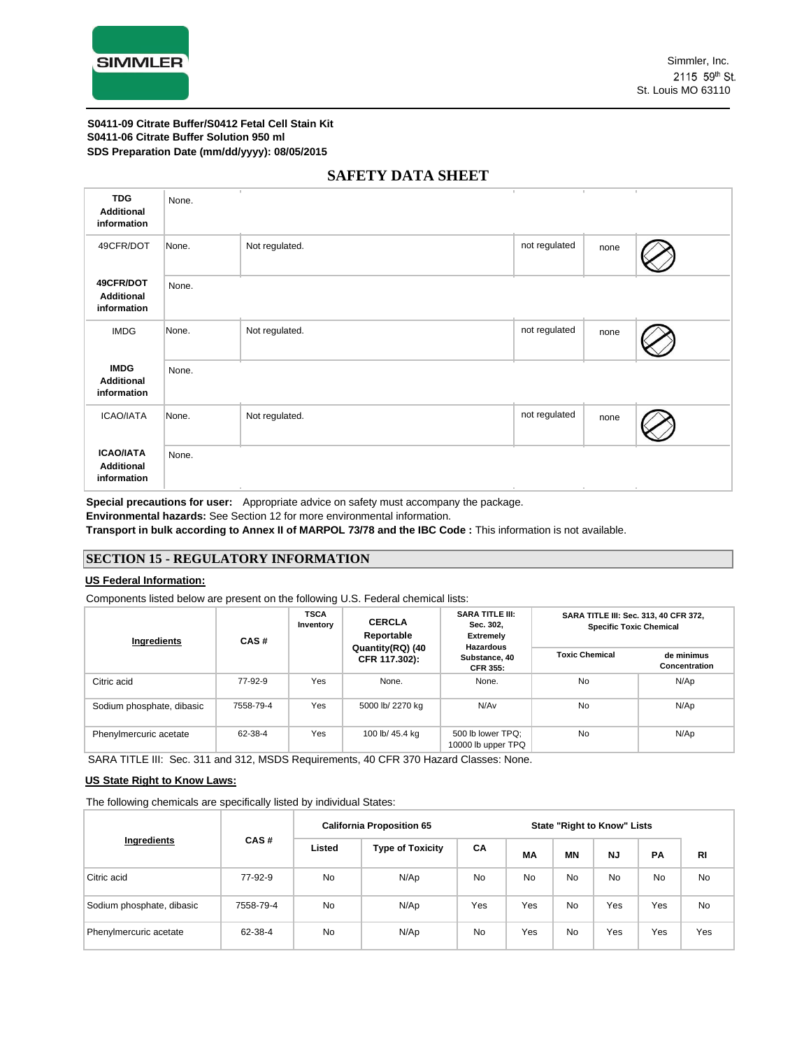Simmler, Inc.
2115 59th St.
St. Louis MO 63110

**S0411-09 Citrate Buffer/S0412 Fetal Cell Stain Kit**
**S0411-06 Citrate Buffer Solution 950 ml**
**SDS Preparation Date (mm/dd/yyyy): 08/05/2015**

# SAFETY DATA SHEET

| | | | | | |
|---|---|---|---|---|---|
| **TDG Additional information** | None. | | | | |
| 49CFR/DOT | None. | Not regulated. | not regulated | none | |
| **49CFR/DOT Additional information** | None. | | | | |
| IMDG | None. | Not regulated. | not regulated | none | |
| **IMDG Additional information** | None. | | | | |
| ICAO/IATA | None. | Not regulated. | not regulated | none | |
| **ICAO/IATA Additional information** | None. | | | | |

**Special precautions for user:** Appropriate advice on safety must accompany the package.
**Environmental hazards:** See Section 12 for more environmental information.
**Transport in bulk according to Annex II of MARPOL 73/78 and the IBC Code :** This information is not available.

## SECTION 15 - REGULATORY INFORMATION

**US Federal Information:**

Components listed below are present on the following U.S. Federal chemical lists:

| Ingredients | CAS # | TSCA Inventory | CERCLA Reportable Quantity(RQ) (40 CFR 117.302): | SARA TITLE III: Sec. 302, Extremely Hazardous Substance, 40 CFR 355: | SARA TITLE III: Sec. 313, 40 CFR 372, Specific Toxic Chemical | |
|---|---|---|---|---|---|---|
| | | | | | Toxic Chemical | de minimus Concentration |
| Citric acid | 77-92-9 | Yes | None. | None. | No | N/Ap |
| Sodium phosphate, dibasic | 7558-79-4 | Yes | 5000 lb/ 2270 kg | N/Av | No | N/Ap |
| Phenylmercuric acetate | 62-38-4 | Yes | 100 lb/ 45.4 kg | 500 lb lower TPQ; 10000 lb upper TPQ | No | N/Ap |

SARA TITLE III: Sec. 311 and 312, MSDS Requirements, 40 CFR 370 Hazard Classes: None.

**US State Right to Know Laws:**

The following chemicals are specifically listed by individual States:

| Ingredients | CAS # | California Proposition 65 | | State "Right to Know" Lists | | | | | |
|---|---|---|---|---|---|---|---|---|---|
| | | Listed | Type of Toxicity | CA | MA | MN | NJ | PA | RI |
| Citric acid | 77-92-9 | No | N/Ap | No | No | No | No | No | No |
| Sodium phosphate, dibasic | 7558-79-4 | No | N/Ap | Yes | Yes | No | Yes | Yes | No |
| Phenylmercuric acetate | 62-38-4 | No | N/Ap | No | Yes | No | Yes | Yes | Yes |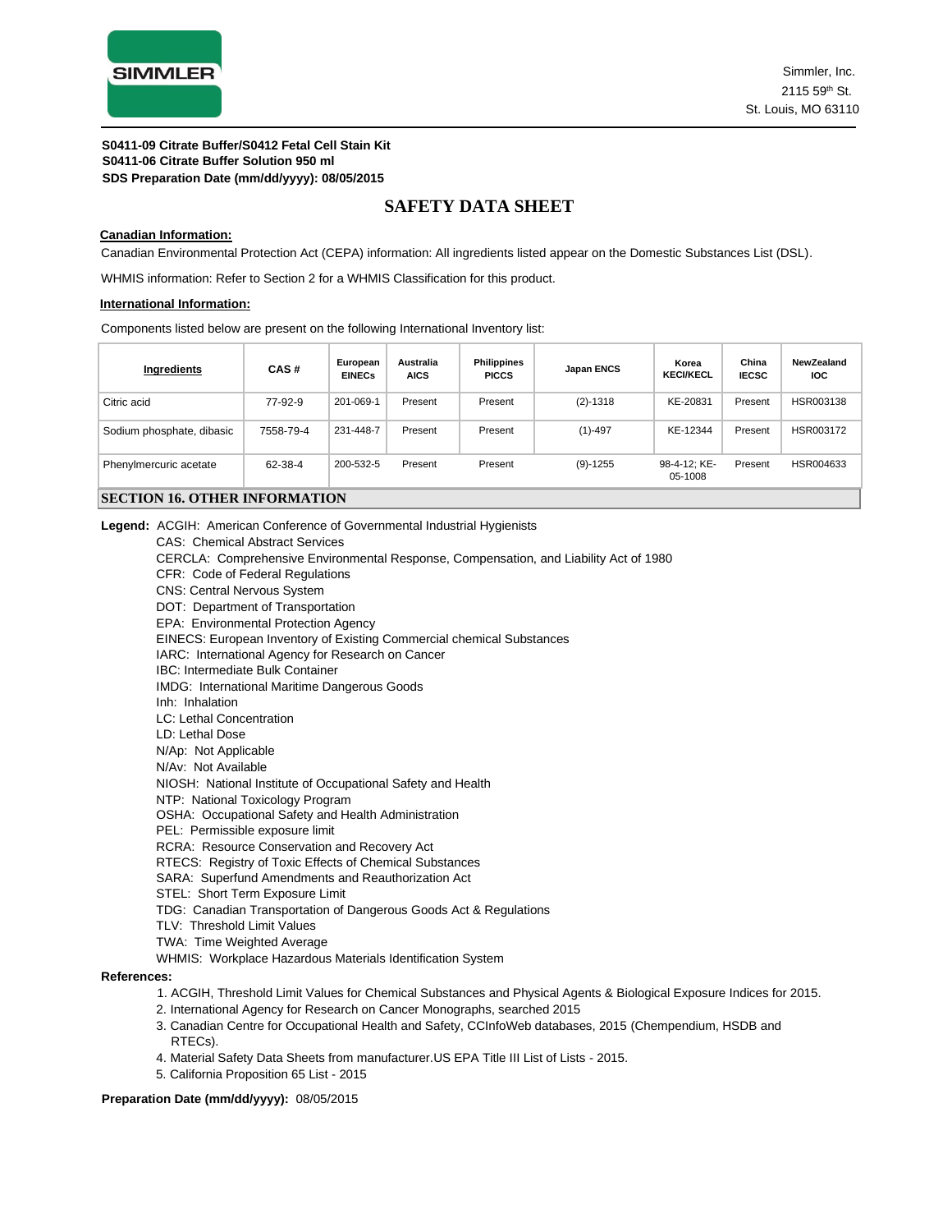**S0411-09 Citrate Buffer/S0412 Fetal Cell Stain Kit**
**S0411-06 Citrate Buffer Solution 950 ml**
**SDS Preparation Date (mm/dd/yyyy): 08/05/2015**

# SAFETY DATA SHEET

**Canadian Information:**

Canadian Environmental Protection Act (CEPA) information: All ingredients listed appear on the Domestic Substances List (DSL).

WHMIS information: Refer to Section 2 for a WHMIS Classification for this product.

**International Information:**

Components listed below are present on the following International Inventory list:

| Ingredients | CAS # | European EINECs | Australia AICS | Philippines PICCS | Japan ENCS | Korea KECI/KECL | China IECSC | NewZealand IOC |
|---|---|---|---|---|---|---|---|---|
| Citric acid | 77-92-9 | 201-069-1 | Present | Present | (2)-1318 | KE-20831 | Present | HSR003138 |
| Sodium phosphate, dibasic | 7558-79-4 | 231-448-7 | Present | Present | (1)-497 | KE-12344 | Present | HSR003172 |
| Phenylmercuric acetate | 62-38-4 | 200-532-5 | Present | Present | (9)-1255 | 98-4-12; KE-05-1008 | Present | HSR004633 |

## SECTION 16. OTHER INFORMATION

**Legend:** ACGIH: American Conference of Governmental Industrial Hygienists
CAS: Chemical Abstract Services
CERCLA: Comprehensive Environmental Response, Compensation, and Liability Act of 1980
CFR: Code of Federal Regulations
CNS: Central Nervous System
DOT: Department of Transportation
EPA: Environmental Protection Agency
EINECS: European Inventory of Existing Commercial chemical Substances
IARC: International Agency for Research on Cancer
IBC: Intermediate Bulk Container
IMDG: International Maritime Dangerous Goods
Inh: Inhalation
LC: Lethal Concentration
LD: Lethal Dose
N/Ap: Not Applicable
N/Av: Not Available
NIOSH: National Institute of Occupational Safety and Health
NTP: National Toxicology Program
OSHA: Occupational Safety and Health Administration
PEL: Permissible exposure limit
RCRA: Resource Conservation and Recovery Act
RTECS: Registry of Toxic Effects of Chemical Substances
SARA: Superfund Amendments and Reauthorization Act
STEL: Short Term Exposure Limit
TDG: Canadian Transportation of Dangerous Goods Act & Regulations
TLV: Threshold Limit Values
TWA: Time Weighted Average
WHMIS: Workplace Hazardous Materials Identification System

**References:**

1. ACGIH, Threshold Limit Values for Chemical Substances and Physical Agents & Biological Exposure Indices for 2015.
2. International Agency for Research on Cancer Monographs, searched 2015
3. Canadian Centre for Occupational Health and Safety, CCInfoWeb databases, 2015 (Chempendium, HSDB and RTECs).
4. Material Safety Data Sheets from manufacturer.US EPA Title III List of Lists - 2015.
5. California Proposition 65 List - 2015

**Preparation Date (mm/dd/yyyy):** 08/05/2015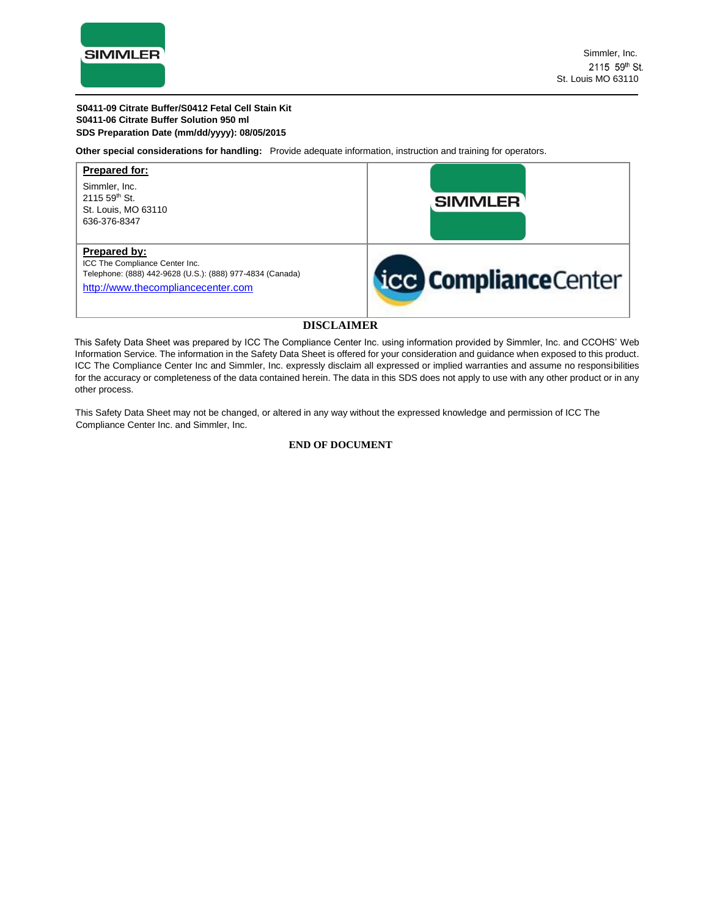**S0411-09 Citrate Buffer/S0412 Fetal Cell Stain Kit**
**S0411-06 Citrate Buffer Solution 950 ml**
**SDS Preparation Date (mm/dd/yyyy): 08/05/2015**

**Other special considerations for handling:** Provide adequate information, instruction and training for operators.

| | |
|---|---|
| **Prepared for:**<br>Simmler, Inc.<br>2115 59th St.<br>St. Louis, MO 63110<br>636-376-8347 | SIMMLER |
| **Prepared by:**<br>ICC The Compliance Center Inc.<br>Telephone: (888) 442-9628 (U.S.): (888) 977-4834 (Canada)<br>http://www.thecompliancecenter.com | icc ComplianceCenter |

## DISCLAIMER

This Safety Data Sheet was prepared by ICC The Compliance Center Inc. using information provided by Simmler, Inc. and CCOHS' Web Information Service. The information in the Safety Data Sheet is offered for your consideration and guidance when exposed to this product. ICC The Compliance Center Inc and Simmler, Inc. expressly disclaim all expressed or implied warranties and assume no responsibilities for the accuracy or completeness of the data contained herein. The data in this SDS does not apply to use with any other product or in any other process.

This Safety Data Sheet may not be changed, or altered in any way without the expressed knowledge and permission of ICC The Compliance Center Inc. and Simmler, Inc.

**END OF DOCUMENT**